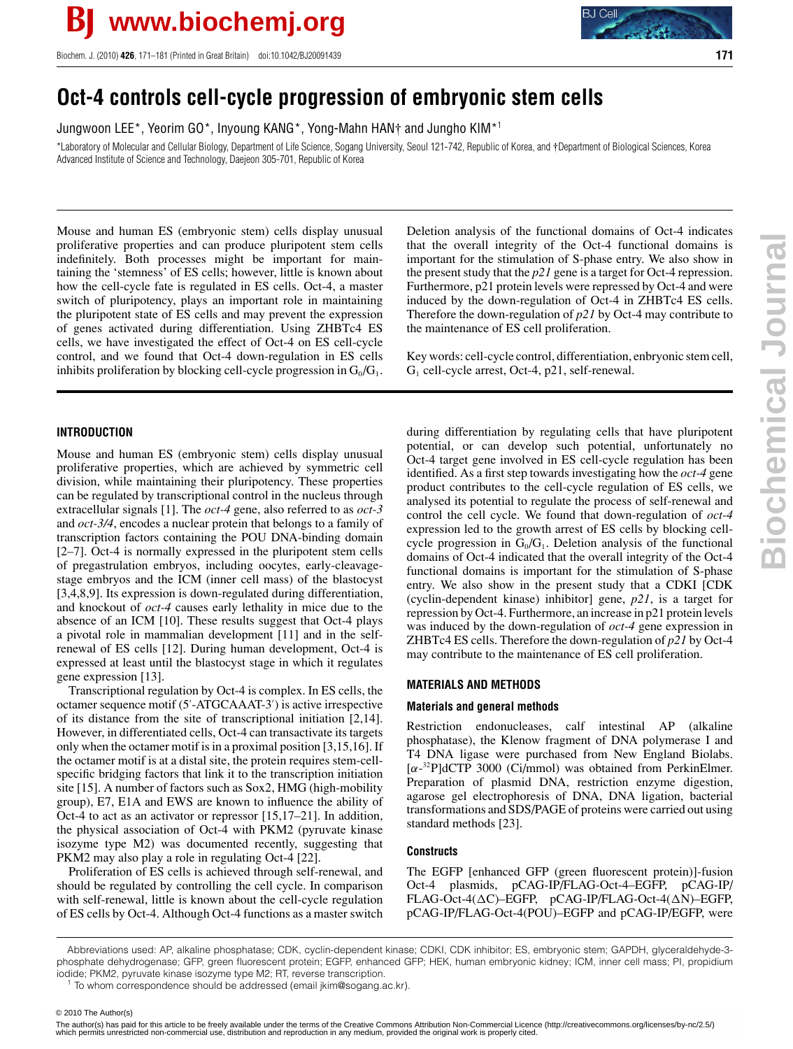# Oct-4 controls cell-cycle progression of embryonic stem cells

Jungwoon LEE*, Yeorim GO*, Inyoung KANG*, Yong-Mahn HAN† and Jungho KIM*[1]

*Laboratory of Molecular and Cellular Biology, Department of Life Science, Sogang University, Seoul 121-742, Republic of Korea, and †Department of Biological Sciences, Korea Advanced Institute of Science and Technology, Daejeon 305-701, Republic of Korea

Mouse and human ES (embryonic stem) cells display unusual proliferative properties and can produce pluripotent stem cells indefinitely. Both processes might be important for maintaining the 'stemness' of ES cells; however, little is known about how the cell-cycle fate is regulated in ES cells. Oct-4, a master switch of pluripotency, plays an important role in maintaining the pluripotent state of ES cells and may prevent the expression of genes activated during differentiation. Using ZHBTc4 ES cells, we have investigated the effect of Oct-4 on ES cell-cycle control, and we found that Oct-4 down-regulation in ES cells inhibits proliferation by blocking cell-cycle progression in $G_0/G_1$. Deletion analysis of the functional domains of Oct-4 indicates that the overall integrity of the Oct-4 functional domains is important for the stimulation of S-phase entry. We also show in the present study that the *p21* gene is a target for Oct-4 repression. Furthermore, p21 protein levels were repressed by Oct-4 and were induced by the down-regulation of Oct-4 in ZHBTc4 ES cells. Therefore the down-regulation of *p21* by Oct-4 may contribute to the maintenance of ES cell proliferation.

Key words: cell-cycle control, differentiation, enbryonic stem cell, $G_1$ cell-cycle arrest, Oct-4, p21, self-renewal.

## INTRODUCTION

Mouse and human ES (embryonic stem) cells display unusual proliferative properties, which are achieved by symmetric cell division, while maintaining their pluripotency. These properties can be regulated by transcriptional control in the nucleus through extracellular signals [1]. The *oct-4* gene, also referred to as *oct-3* and *oct-3/4*, encodes a nuclear protein that belongs to a family of transcription factors containing the POU DNA-binding domain [2–7]. Oct-4 is normally expressed in the pluripotent stem cells of pregastrulation embryos, including oocytes, early-cleavage-stage embryos and the ICM (inner cell mass) of the blastocyst [3,4,8,9]. Its expression is down-regulated during differentiation, and knockout of *oct-4* causes early lethality in mice due to the absence of an ICM [10]. These results suggest that Oct-4 plays a pivotal role in mammalian development [11] and in the self-renewal of ES cells [12]. During human development, Oct-4 is expressed at least until the blastocyst stage in which it regulates gene expression [13].

Transcriptional regulation by Oct-4 is complex. In ES cells, the octamer sequence motif (5′-ATGCAAAT-3′) is active irrespective of its distance from the site of transcriptional initiation [2,14]. However, in differentiated cells, Oct-4 can transactivate its targets only when the octamer motif is in a proximal position [3,15,16]. If the octamer motif is at a distal site, the protein requires stem-cell-specific bridging factors that link it to the transcription initiation site [15]. A number of factors such as Sox2, HMG (high-mobility group), E7, E1A and EWS are known to influence the ability of Oct-4 to act as an activator or repressor [15,17–21]. In addition, the physical association of Oct-4 with PKM2 (pyruvate kinase isozyme type M2) was documented recently, suggesting that PKM2 may also play a role in regulating Oct-4 [22].

Proliferation of ES cells is achieved through self-renewal, and should be regulated by controlling the cell cycle. In comparison with self-renewal, little is known about the cell-cycle regulation of ES cells by Oct-4. Although Oct-4 functions as a master switch during differentiation by regulating cells that have pluripotent potential, or can develop such potential, unfortunately no Oct-4 target gene involved in ES cell-cycle regulation has been identified. As a first step towards investigating how the *oct-4* gene product contributes to the cell-cycle regulation of ES cells, we analysed its potential to regulate the process of self-renewal and control the cell cycle. We found that down-regulation of *oct-4* expression led to the growth arrest of ES cells by blocking cell-cycle progression in $G_0/G_1$. Deletion analysis of the functional domains of Oct-4 indicated that the overall integrity of the Oct-4 functional domains is important for the stimulation of S-phase entry. We also show in the present study that a CDKI [CDK (cyclin-dependent kinase) inhibitor] gene, *p21*, is a target for repression by Oct-4. Furthermore, an increase in p21 protein levels was induced by the down-regulation of *oct-4* gene expression in ZHBTc4 ES cells. Therefore the down-regulation of *p21* by Oct-4 may contribute to the maintenance of ES cell proliferation.

## MATERIALS AND METHODS

### Materials and general methods

Restriction endonucleases, calf intestinal AP (alkaline phosphatase), the Klenow fragment of DNA polymerase I and T4 DNA ligase were purchased from New England Biolabs. [$\alpha$-$^{32}$P]dCTP 3000 (Ci/mmol) was obtained from PerkinElmer. Preparation of plasmid DNA, restriction enzyme digestion, agarose gel electrophoresis of DNA, DNA ligation, bacterial transformations and SDS/PAGE of proteins were carried out using standard methods [23].

### Constructs

The EGFP [enhanced GFP (green fluorescent protein)]-fusion Oct-4 plasmids, pCAG-IP/FLAG-Oct-4–EGFP, pCAG-IP/FLAG-Oct-4(ΔC)–EGFP, pCAG-IP/FLAG-Oct-4(ΔN)–EGFP, pCAG-IP/FLAG-Oct-4(POU)–EGFP and pCAG-IP/EGFP, were

Abbreviations used: AP, alkaline phosphatase; CDK, cyclin-dependent kinase; CDKI, CDK inhibitor; ES, embryonic stem; GAPDH, glyceraldehyde-3-phosphate dehydrogenase; GFP, green fluorescent protein; EGFP, enhanced GFP; HEK, human embryonic kidney; ICM, inner cell mass; PI, propidium iodide; PKM2, pyruvate kinase isozyme type M2; RT, reverse transcription.

[1] To whom correspondence should be addressed (email jkim@sogang.ac.kr).

© 2010 The Author(s)

The author(s) has paid for this article to be freely available under the terms of the Creative Commons Attribution Non-Commercial Licence (http://creativecommons.org/licenses/by-nc/2.5/) which permits unrestricted non-commercial use, distribution and reproduction in any medium, provided the original work is properly cited.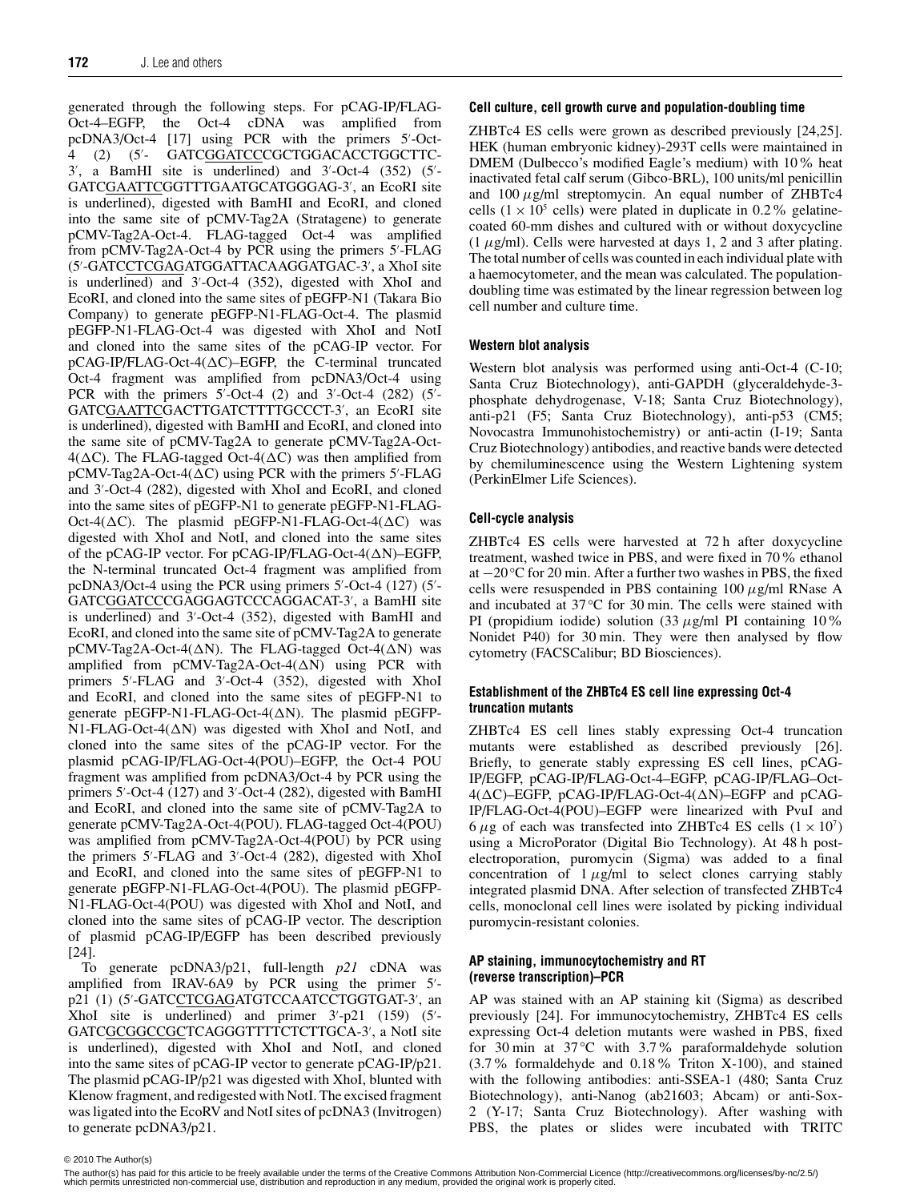generated through the following steps. For pCAG-IP/FLAG-Oct-4–EGFP, the Oct-4 cDNA was amplified from pcDNA3/Oct-4 [17] using PCR with the primers 5′-Oct-4 (2) (5′- GATCGGATCCCGCTGGACACCTGGCTTC-3′, a BamHI site is underlined) and 3′-Oct-4 (352) (5′-GATCGAATTCGGTTTGAATGCATGGGAG-3′, an EcoRI site is underlined), digested with BamHI and EcoRI, and cloned into the same site of pCMV-Tag2A (Stratagene) to generate pCMV-Tag2A-Oct-4. FLAG-tagged Oct-4 was amplified from pCMV-Tag2A-Oct-4 by PCR using the primers 5′-FLAG (5′-GATCCTCGAGATGGATTACAAGGATGAC-3′, a XhoI site is underlined) and 3′-Oct-4 (352), digested with XhoI and EcoRI, and cloned into the same sites of pEGFP-N1 (Takara Bio Company) to generate pEGFP-N1-FLAG-Oct-4. The plasmid pEGFP-N1-FLAG-Oct-4 was digested with XhoI and NotI and cloned into the same sites of the pCAG-IP vector. For pCAG-IP/FLAG-Oct-4(ΔC)–EGFP, the C-terminal truncated Oct-4 fragment was amplified from pcDNA3/Oct-4 using PCR with the primers 5′-Oct-4 (2) and 3′-Oct-4 (282) (5′-GATCGAATTCGACTTGATCTTTTGCCCT-3′, an EcoRI site is underlined), digested with BamHI and EcoRI, and cloned into the same site of pCMV-Tag2A to generate pCMV-Tag2A-Oct-4(ΔC). The FLAG-tagged Oct-4(ΔC) was then amplified from pCMV-Tag2A-Oct-4(ΔC) using PCR with the primers 5′-FLAG and 3′-Oct-4 (282), digested with XhoI and EcoRI, and cloned into the same sites of pEGFP-N1 to generate pEGFP-N1-FLAG-Oct-4(ΔC). The plasmid pEGFP-N1-FLAG-Oct-4(ΔC) was digested with XhoI and NotI, and cloned into the same sites of the pCAG-IP vector. For pCAG-IP/FLAG-Oct-4(ΔN)–EGFP, the N-terminal truncated Oct-4 fragment was amplified from pcDNA3/Oct-4 using the PCR using primers 5′-Oct-4 (127) (5′-GATCGGATCCCGAGGAGTCCCAGGACAT-3′, a BamHI site is underlined) and 3′-Oct-4 (352), digested with BamHI and EcoRI, and cloned into the same site of pCMV-Tag2A to generate pCMV-Tag2A-Oct-4(ΔN). The FLAG-tagged Oct-4(ΔN) was amplified from pCMV-Tag2A-Oct-4(ΔN) using PCR with primers 5′-FLAG and 3′-Oct-4 (352), digested with XhoI and EcoRI, and cloned into the same sites of pEGFP-N1 to generate pEGFP-N1-FLAG-Oct-4(ΔN). The plasmid pEGFP-N1-FLAG-Oct-4(ΔN) was digested with XhoI and NotI, and cloned into the same sites of the pCAG-IP vector. For the plasmid pCAG-IP/FLAG-Oct-4(POU)–EGFP, the Oct-4 POU fragment was amplified from pcDNA3/Oct-4 by PCR using the primers 5′-Oct-4 (127) and 3′-Oct-4 (282), digested with BamHI and EcoRI, and cloned into the same site of pCMV-Tag2A to generate pCMV-Tag2A-Oct-4(POU). FLAG-tagged Oct-4(POU) was amplified from pCMV-Tag2A-Oct-4(POU) by PCR using the primers 5′-FLAG and 3′-Oct-4 (282), digested with XhoI and EcoRI, and cloned into the same sites of pEGFP-N1 to generate pEGFP-N1-FLAG-Oct-4(POU). The plasmid pEGFP-N1-FLAG-Oct-4(POU) was digested with XhoI and NotI, and cloned into the same sites of pCAG-IP vector. The description of plasmid pCAG-IP/EGFP has been described previously [24].

To generate pcDNA3/p21, full-length *p21* cDNA was amplified from IRAV-6A9 by PCR using the primer 5′-p21 (1) (5′-GATCCTCGAGATGTCCAATCCTGGTGAT-3′, an XhoI site is underlined) and primer 3′-p21 (159) (5′-GATCGCGGCCGCTCAGGGTTTTCTCTTGCA-3′, a NotI site is underlined), digested with XhoI and NotI, and cloned into the same sites of pCAG-IP vector to generate pCAG-IP/p21. The plasmid pCAG-IP/p21 was digested with XhoI, blunted with Klenow fragment, and redigested with NotI. The excised fragment was ligated into the EcoRV and NotI sites of pcDNA3 (Invitrogen) to generate pcDNA3/p21.

### Cell culture, cell growth curve and population-doubling time

ZHBTc4 ES cells were grown as described previously [24,25]. HEK (human embryonic kidney)-293T cells were maintained in DMEM (Dulbecco's modified Eagle's medium) with 10 % heat inactivated fetal calf serum (Gibco-BRL), 100 units/ml penicillin and 100 $\mu$g/ml streptomycin. An equal number of ZHBTc4 cells ($1 \times 10^5$ cells) were plated in duplicate in 0.2 % gelatine-coated 60-mm dishes and cultured with or without doxycycline (1 $\mu$g/ml). Cells were harvested at days 1, 2 and 3 after plating. The total number of cells was counted in each individual plate with a haemocytometer, and the mean was calculated. The population-doubling time was estimated by the linear regression between log cell number and culture time.

### Western blot analysis

Western blot analysis was performed using anti-Oct-4 (C-10; Santa Cruz Biotechnology), anti-GAPDH (glyceraldehyde-3-phosphate dehydrogenase, V-18; Santa Cruz Biotechnology), anti-p21 (F5; Santa Cruz Biotechnology), anti-p53 (CM5; Novocastra Immunohistochemistry) or anti-actin (I-19; Santa Cruz Biotechnology) antibodies, and reactive bands were detected by chemiluminescence using the Western Lightening system (PerkinElmer Life Sciences).

### Cell-cycle analysis

ZHBTc4 ES cells were harvested at 72 h after doxycycline treatment, washed twice in PBS, and were fixed in 70 % ethanol at −20 °C for 20 min. After a further two washes in PBS, the fixed cells were resuspended in PBS containing 100 $\mu$g/ml RNase A and incubated at 37 °C for 30 min. The cells were stained with PI (propidium iodide) solution (33 $\mu$g/ml PI containing 10 % Nonidet P40) for 30 min. They were then analysed by flow cytometry (FACSCalibur; BD Biosciences).

### Establishment of the ZHBTc4 ES cell line expressing Oct-4 truncation mutants

ZHBTc4 ES cell lines stably expressing Oct-4 truncation mutants were established as described previously [26]. Briefly, to generate stably expressing ES cell lines, pCAG-IP/EGFP, pCAG-IP/FLAG-Oct-4–EGFP, pCAG-IP/FLAG–Oct-4(ΔC)–EGFP, pCAG-IP/FLAG-Oct-4(ΔN)–EGFP and pCAG-IP/FLAG-Oct-4(POU)–EGFP were linearized with PvuI and 6 $\mu$g of each was transfected into ZHBTc4 ES cells ($1 \times 10^7$) using a MicroPorator (Digital Bio Technology). At 48 h post-electroporation, puromycin (Sigma) was added to a final concentration of 1 $\mu$g/ml to select clones carrying stably integrated plasmid DNA. After selection of transfected ZHBTc4 cells, monoclonal cell lines were isolated by picking individual puromycin-resistant colonies.

### AP staining, immunocytochemistry and RT (reverse transcription)–PCR

AP was stained with an AP staining kit (Sigma) as described previously [24]. For immunocytochemistry, ZHBTc4 ES cells expressing Oct-4 deletion mutants were washed in PBS, fixed for 30 min at 37 °C with 3.7 % paraformaldehyde solution (3.7 % formaldehyde and 0.18 % Triton X-100), and stained with the following antibodies: anti-SSEA-1 (480; Santa Cruz Biotechnology), anti-Nanog (ab21603; Abcam) or anti-Sox-2 (Y-17; Santa Cruz Biotechnology). After washing with PBS, the plates or slides were incubated with TRITC

© 2010 The Author(s)

The author(s) has paid for this article to be freely available under the terms of the Creative Commons Attribution Non-Commercial Licence (http://creativecommons.org/licenses/by-nc/2.5/) which permits unrestricted non-commercial use, distribution and reproduction in any medium, provided the original work is properly cited.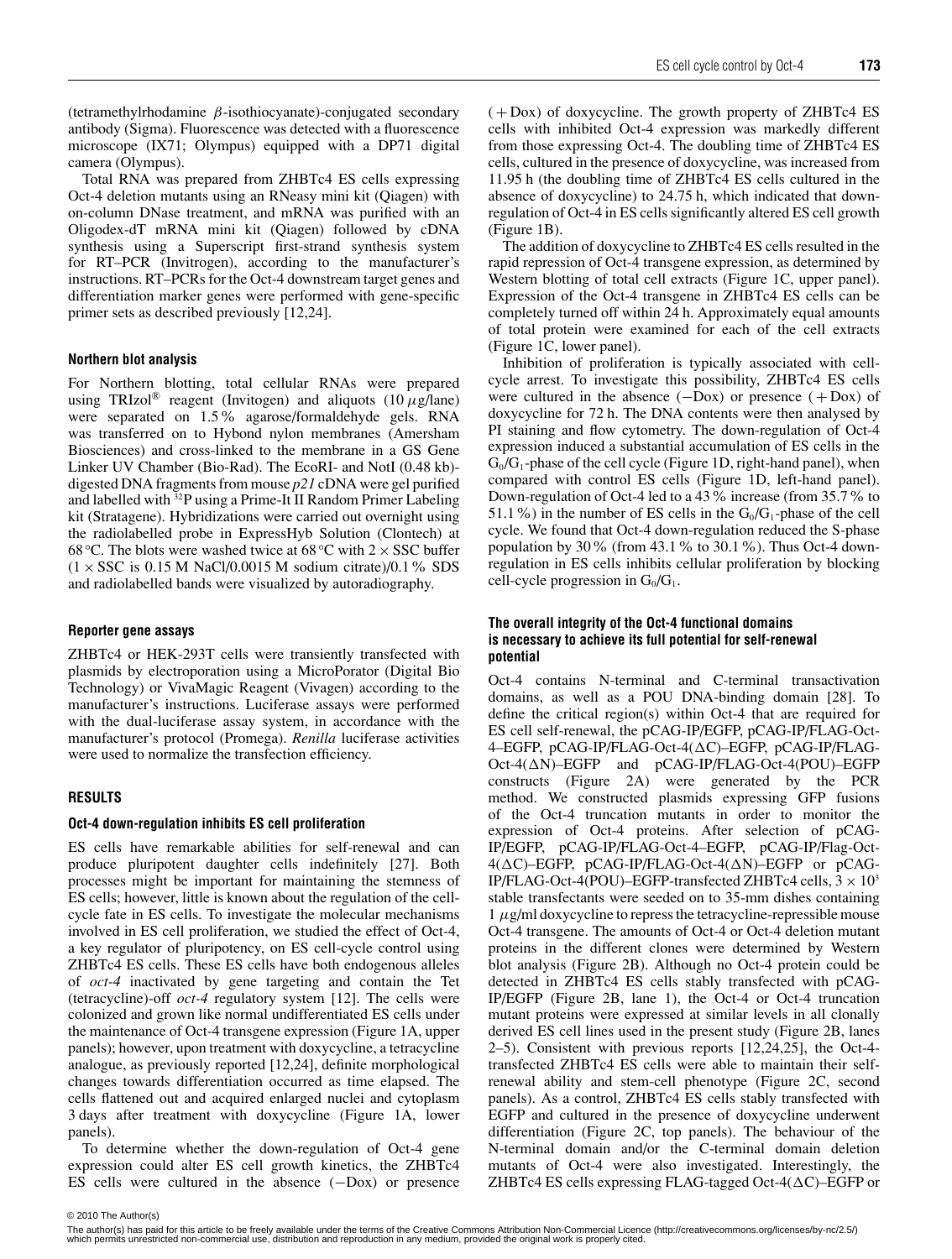(tetramethylrhodamine β-isothiocyanate)-conjugated secondary antibody (Sigma). Fluorescence was detected with a fluorescence microscope (IX71; Olympus) equipped with a DP71 digital camera (Olympus).

Total RNA was prepared from ZHBTc4 ES cells expressing Oct-4 deletion mutants using an RNeasy mini kit (Qiagen) with on-column DNase treatment, and mRNA was purified with an Oligodex-dT mRNA mini kit (Qiagen) followed by cDNA synthesis using a Superscript first-strand synthesis system for RT–PCR (Invitrogen), according to the manufacturer's instructions. RT–PCRs for the Oct-4 downstream target genes and differentiation marker genes were performed with gene-specific primer sets as described previously [12,24].

#### Northern blot analysis

For Northern blotting, total cellular RNAs were prepared using TRIzol® reagent (Invitogen) and aliquots (10 μg/lane) were separated on 1.5 % agarose/formaldehyde gels. RNA was transferred on to Hybond nylon membranes (Amersham Biosciences) and cross-linked to the membrane in a GS Gene Linker UV Chamber (Bio-Rad). The EcoRI- and NotI (0.48 kb)-digested DNA fragments from mouse *p21* cDNA were gel purified and labelled with $^{32}$P using a Prime-It II Random Primer Labeling kit (Stratagene). Hybridizations were carried out overnight using the radiolabelled probe in ExpressHyb Solution (Clontech) at 68 °C. The blots were washed twice at 68 °C with 2 × SSC buffer (1 × SSC is 0.15 M NaCl/0.0015 M sodium citrate)/0.1 % SDS and radiolabelled bands were visualized by autoradiography.

#### Reporter gene assays

ZHBTc4 or HEK-293T cells were transiently transfected with plasmids by electroporation using a MicroPorator (Digital Bio Technology) or VivaMagic Reagent (Vivagen) according to the manufacturer's instructions. Luciferase assays were performed with the dual-luciferase assay system, in accordance with the manufacturer's protocol (Promega). *Renilla* luciferase activities were used to normalize the transfection efficiency.

## RESULTS

#### Oct-4 down-regulation inhibits ES cell proliferation

ES cells have remarkable abilities for self-renewal and can produce pluripotent daughter cells indefinitely [27]. Both processes might be important for maintaining the stemness of ES cells; however, little is known about the regulation of the cell-cycle fate in ES cells. To investigate the molecular mechanisms involved in ES cell proliferation, we studied the effect of Oct-4, a key regulator of pluripotency, on ES cell-cycle control using ZHBTc4 ES cells. These ES cells have both endogenous alleles of *oct-4* inactivated by gene targeting and contain the Tet (tetracycline)-off *oct-4* regulatory system [12]. The cells were colonized and grown like normal undifferentiated ES cells under the maintenance of Oct-4 transgene expression (Figure 1A, upper panels); however, upon treatment with doxycycline, a tetracycline analogue, as previously reported [12,24], definite morphological changes towards differentiation occurred as time elapsed. The cells flattened out and acquired enlarged nuclei and cytoplasm 3 days after treatment with doxycycline (Figure 1A, lower panels).

To determine whether the down-regulation of Oct-4 gene expression could alter ES cell growth kinetics, the ZHBTc4 ES cells were cultured in the absence (−Dox) or presence (+Dox) of doxycycline. The growth property of ZHBTc4 ES cells with inhibited Oct-4 expression was markedly different from those expressing Oct-4. The doubling time of ZHBTc4 ES cells, cultured in the presence of doxycycline, was increased from 11.95 h (the doubling time of ZHBTc4 ES cells cultured in the absence of doxycycline) to 24.75 h, which indicated that down-regulation of Oct-4 in ES cells significantly altered ES cell growth (Figure 1B).

The addition of doxycycline to ZHBTc4 ES cells resulted in the rapid repression of Oct-4 transgene expression, as determined by Western blotting of total cell extracts (Figure 1C, upper panel). Expression of the Oct-4 transgene in ZHBTc4 ES cells can be completely turned off within 24 h. Approximately equal amounts of total protein were examined for each of the cell extracts (Figure 1C, lower panel).

Inhibition of proliferation is typically associated with cell-cycle arrest. To investigate this possibility, ZHBTc4 ES cells were cultured in the absence (−Dox) or presence (+Dox) of doxycycline for 72 h. The DNA contents were then analysed by PI staining and flow cytometry. The down-regulation of Oct-4 expression induced a substantial accumulation of ES cells in the $G_0/G_1$-phase of the cell cycle (Figure 1D, right-hand panel), when compared with control ES cells (Figure 1D, left-hand panel). Down-regulation of Oct-4 led to a 43 % increase (from 35.7 % to 51.1 %) in the number of ES cells in the $G_0/G_1$-phase of the cell cycle. We found that Oct-4 down-regulation reduced the S-phase population by 30 % (from 43.1 % to 30.1 %). Thus Oct-4 down-regulation in ES cells inhibits cellular proliferation by blocking cell-cycle progression in $G_0/G_1$.

#### The overall integrity of the Oct-4 functional domains is necessary to achieve its full potential for self-renewal potential

Oct-4 contains N-terminal and C-terminal transactivation domains, as well as a POU DNA-binding domain [28]. To define the critical region(s) within Oct-4 that are required for ES cell self-renewal, the pCAG-IP/EGFP, pCAG-IP/FLAG-Oct-4–EGFP, pCAG-IP/FLAG-Oct-4(ΔC)–EGFP, pCAG-IP/FLAG-Oct-4(ΔN)–EGFP and pCAG-IP/FLAG-Oct-4(POU)–EGFP constructs (Figure 2A) were generated by the PCR method. We constructed plasmids expressing GFP fusions of the Oct-4 truncation mutants in order to monitor the expression of Oct-4 proteins. After selection of pCAG-IP/EGFP, pCAG-IP/FLAG-Oct-4–EGFP, pCAG-IP/Flag-Oct-4(ΔC)–EGFP, pCAG-IP/FLAG-Oct-4(ΔN)–EGFP or pCAG-IP/FLAG-Oct-4(POU)–EGFP-transfected ZHBTc4 cells, $3 \times 10^3$ stable transfectants were seeded on to 35-mm dishes containing 1 μg/ml doxycycline to repress the tetracycline-repressible mouse Oct-4 transgene. The amounts of Oct-4 or Oct-4 deletion mutant proteins in the different clones were determined by Western blot analysis (Figure 2B). Although no Oct-4 protein could be detected in ZHBTc4 ES cells stably transfected with pCAG-IP/EGFP (Figure 2B, lane 1), the Oct-4 or Oct-4 truncation mutant proteins were expressed at similar levels in all clonally derived ES cell lines used in the present study (Figure 2B, lanes 2–5). Consistent with previous reports [12,24,25], the Oct-4-transfected ZHBTc4 ES cells were able to maintain their self-renewal ability and stem-cell phenotype (Figure 2C, second panels). As a control, ZHBTc4 ES cells stably transfected with EGFP and cultured in the presence of doxycycline underwent differentiation (Figure 2C, top panels). The behaviour of the N-terminal domain and/or the C-terminal domain deletion mutants of Oct-4 were also investigated. Interestingly, the ZHBTc4 ES cells expressing FLAG-tagged Oct-4(ΔC)–EGFP or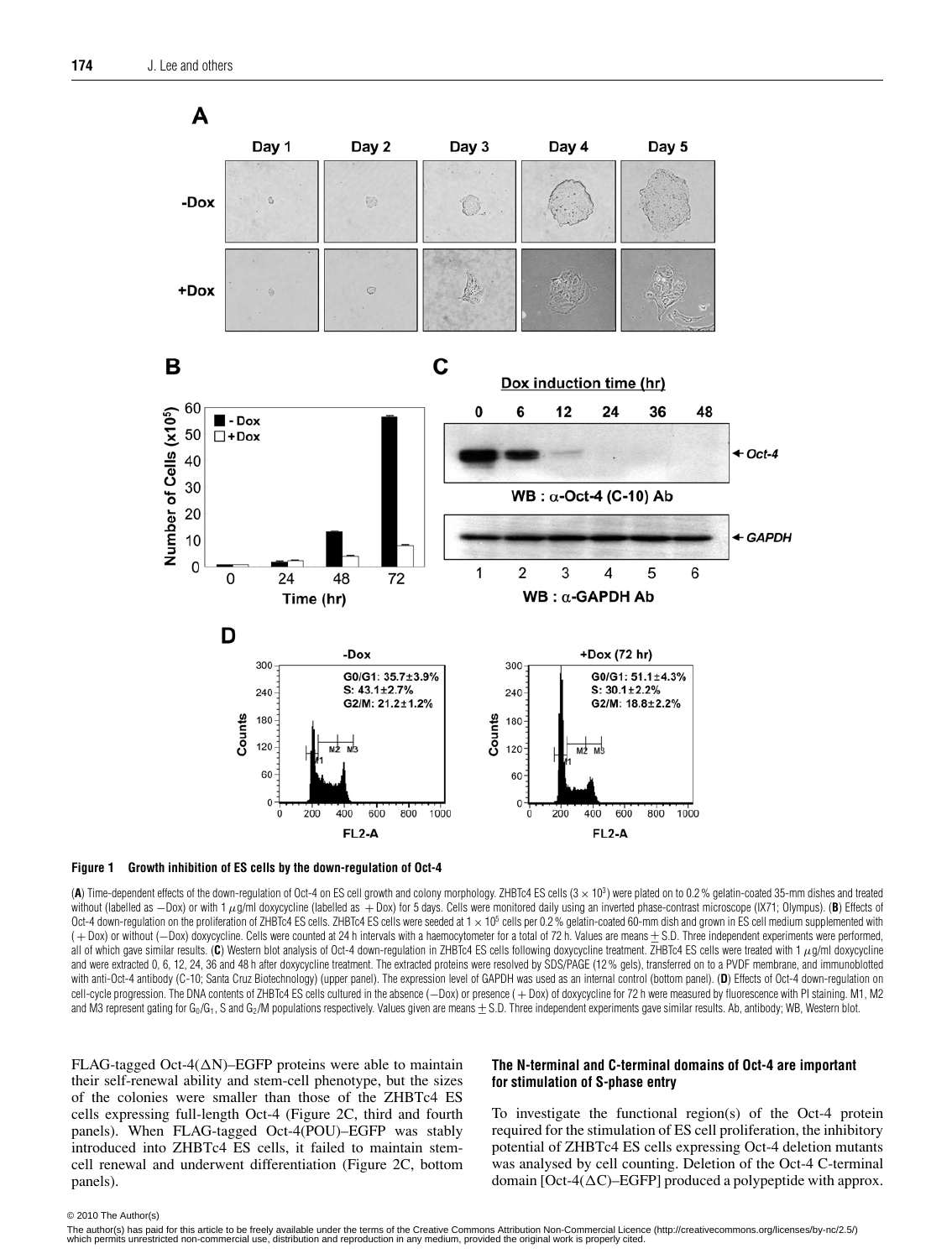A

Day 1
Day 2
Day 3
Day 4
Day 5

-Dox

+Dox

B

Number of Cells (x10^5)

- Dox
+Dox

60
50
40
30
20
10
0

0
24
48
72

Time (hr)

C

Dox induction time (hr)

0
6
12
24
36
48

Oct-4

WB : α-Oct-4 (C-10) Ab

GAPDH

1
2
3
4
5
6

WB : α-GAPDH Ab

D

-Dox

G0/G1: 35.7±3.9%
S: 43.1±2.7%
G2/M: 21.2±1.2%

+Dox (72 hr)

G0/G1: 51.1±4.3%
S: 30.1±2.2%
G2/M: 18.8±2.2%

Counts

300
240
180
120
60
0

M1
M2
M3

0
200
400
600
800
1000

FL2-A

**Figure 1 Growth inhibition of ES cells by the down-regulation of Oct-4**

(**A**) Time-dependent effects of the down-regulation of Oct-4 on ES cell growth and colony morphology. ZHBTc4 ES cells ($3 \times 10^3$) were plated on to 0.2 % gelatin-coated 35-mm dishes and treated without (labelled as −Dox) or with 1 $\mu$g/ml doxycycline (labelled as +Dox) for 5 days. Cells were monitored daily using an inverted phase-contrast microscope (IX71; Olympus). (**B**) Effects of Oct-4 down-regulation on the proliferation of ZHBTc4 ES cells. ZHBTc4 ES cells were seeded at $1 \times 10^5$ cells per 0.2 % gelatin-coated 60-mm dish and grown in ES cell medium supplemented with (+Dox) or without (−Dox) doxycycline. Cells were counted at 24 h intervals with a haemocytometer for a total of 72 h. Values are means ± S.D. Three independent experiments were performed, all of which gave similar results. (**C**) Western blot analysis of Oct-4 down-regulation in ZHBTc4 ES cells following doxycycline treatment. ZHBTc4 ES cells were treated with 1 $\mu$g/ml doxycycline and were extracted 0, 6, 12, 24, 36 and 48 h after doxycycline treatment. The extracted proteins were resolved by SDS/PAGE (12 % gels), transferred on to a PVDF membrane, and immunoblotted with anti-Oct-4 antibody (C-10; Santa Cruz Biotechnology) (upper panel). The expression level of GAPDH was used as an internal control (bottom panel). (**D**) Effects of Oct-4 down-regulation on cell-cycle progression. The DNA contents of ZHBTc4 ES cells cultured in the absence (−Dox) or presence (+Dox) of doxycycline for 72 h were measured by fluorescence with PI staining. M1, M2 and M3 represent gating for $G_0/G_1$, S and $G_2$/M populations respectively. Values given are means ± S.D. Three independent experiments gave similar results. Ab, antibody; WB, Western blot.

FLAG-tagged Oct-4(ΔN)–EGFP proteins were able to maintain their self-renewal ability and stem-cell phenotype, but the sizes of the colonies were smaller than those of the ZHBTc4 ES cells expressing full-length Oct-4 (Figure 2C, third and fourth panels). When FLAG-tagged Oct-4(POU)–EGFP was stably introduced into ZHBTc4 ES cells, it failed to maintain stem-cell renewal and underwent differentiation (Figure 2C, bottom panels).

### The N-terminal and C-terminal domains of Oct-4 are important for stimulation of S-phase entry

To investigate the functional region(s) of the Oct-4 protein required for the stimulation of ES cell proliferation, the inhibitory potential of ZHBTc4 ES cells expressing Oct-4 deletion mutants was analysed by cell counting. Deletion of the Oct-4 C-terminal domain [Oct-4(ΔC)–EGFP] produced a polypeptide with approx.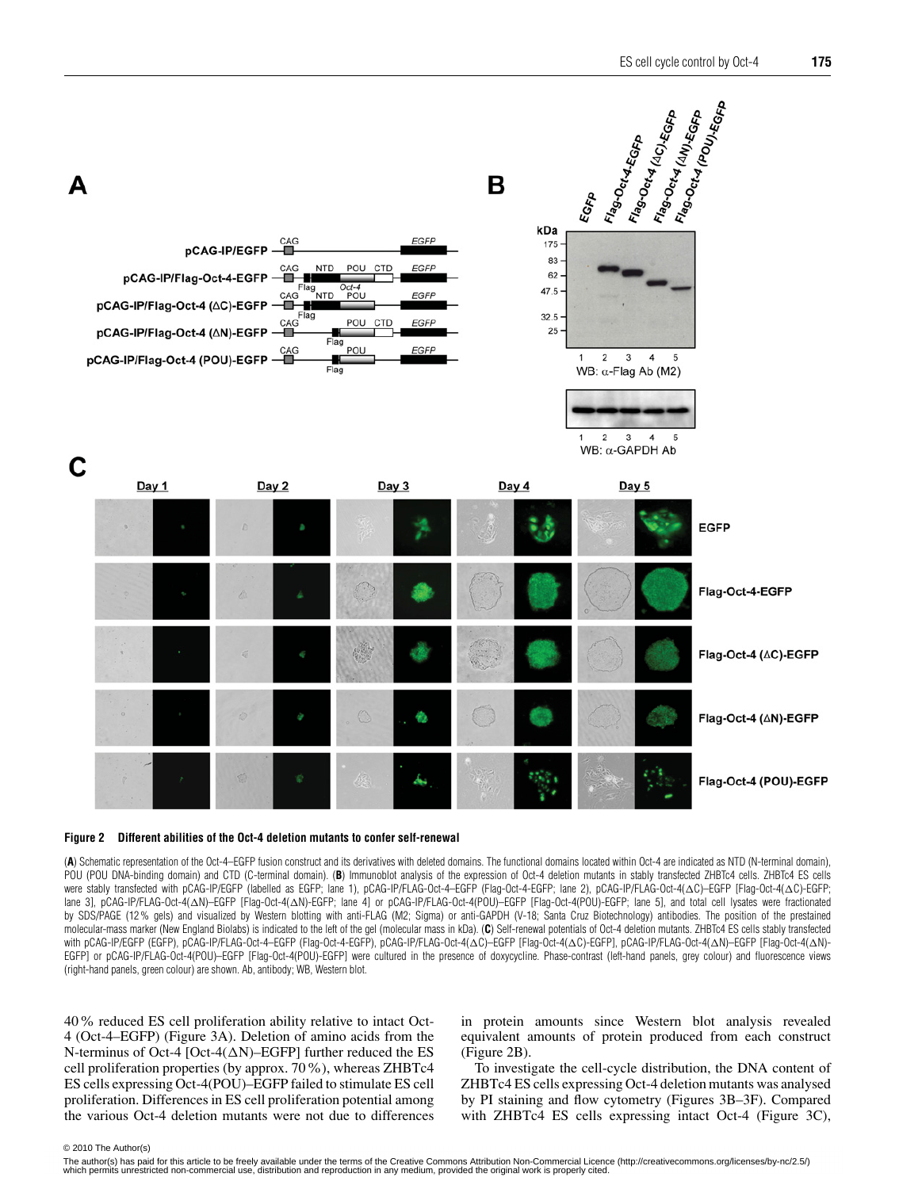A

pCAG-IP/EGFP — CAG — EGFP

pCAG-IP/Flag-Oct-4-EGFP — CAG — Flag — NTD — POU — CTD — Oct-4 — EGFP

pCAG-IP/Flag-Oct-4 (ΔC)-EGFP — CAG — Flag — NTD — POU — EGFP

pCAG-IP/Flag-Oct-4 (ΔN)-EGFP — CAG — Flag — POU — CTD — EGFP

pCAG-IP/Flag-Oct-4 (POU)-EGFP — CAG — Flag — POU — EGFP

B

EGFP

Flag-Oct-4-EGFP

Flag-Oct-4 (ΔC)-EGFP

Flag-Oct-4 (ΔN)-EGFP

Flag-Oct-4 (POU)-EGFP

kDa

175

83

62

47.5

32.5

25

1 2 3 4 5

WB: α-Flag Ab (M2)

1 2 3 4 5

WB: α-GAPDH Ab

C

Day 1

Day 2

Day 3

Day 4

Day 5

EGFP

Flag-Oct-4-EGFP

Flag-Oct-4 (ΔC)-EGFP

Flag-Oct-4 (ΔN)-EGFP

Flag-Oct-4 (POU)-EGFP

**Figure 2 Different abilities of the Oct-4 deletion mutants to confer self-renewal**

(**A**) Schematic representation of the Oct-4–EGFP fusion construct and its derivatives with deleted domains. The functional domains located within Oct-4 are indicated as NTD (N-terminal domain), POU (POU DNA-binding domain) and CTD (C-terminal domain). (**B**) Immunoblot analysis of the expression of Oct-4 deletion mutants in stably transfected ZHBTc4 cells. ZHBTc4 ES cells were stably transfected with pCAG-IP/EGFP (labelled as EGFP; lane 1), pCAG-IP/FLAG-Oct-4–EGFP (Flag-Oct-4-EGFP; lane 2), pCAG-IP/FLAG-Oct-4(ΔC)–EGFP [Flag-Oct-4(ΔC)-EGFP; lane 3], pCAG-IP/FLAG-Oct-4(ΔN)–EGFP [Flag-Oct-4(ΔN)-EGFP; lane 4] or pCAG-IP/FLAG-Oct-4(POU)–EGFP [Flag-Oct-4(POU)-EGFP; lane 5], and total cell lysates were fractionated by SDS/PAGE (12 % gels) and visualized by Western blotting with anti-FLAG (M2; Sigma) or anti-GAPDH (V-18; Santa Cruz Biotechnology) antibodies. The position of the prestained molecular-mass marker (New England Biolabs) is indicated to the left of the gel (molecular mass in kDa). (**C**) Self-renewal potentials of Oct-4 deletion mutants. ZHBTc4 ES cells stably transfected with pCAG-IP/EGFP (EGFP), pCAG-IP/FLAG-Oct-4–EGFP (Flag-Oct-4-EGFP), pCAG-IP/FLAG-Oct-4(ΔC)–EGFP [Flag-Oct-4(ΔC)-EGFP], pCAG-IP/FLAG-Oct-4(ΔN)–EGFP [Flag-Oct-4(ΔN)-EGFP] or pCAG-IP/FLAG-Oct-4(POU)–EGFP [Flag-Oct-4(POU)-EGFP] were cultured in the presence of doxycycline. Phase-contrast (left-hand panels, grey colour) and fluorescence views (right-hand panels, green colour) are shown. Ab, antibody; WB, Western blot.

40 % reduced ES cell proliferation ability relative to intact Oct-4 (Oct-4–EGFP) (Figure 3A). Deletion of amino acids from the N-terminus of Oct-4 [Oct-4(ΔN)–EGFP] further reduced the ES cell proliferation properties (by approx. 70 %), whereas ZHBTc4 ES cells expressing Oct-4(POU)–EGFP failed to stimulate ES cell proliferation. Differences in ES cell proliferation potential among the various Oct-4 deletion mutants were not due to differences in protein amounts since Western blot analysis revealed equivalent amounts of protein produced from each construct (Figure 2B).

To investigate the cell-cycle distribution, the DNA content of ZHBTc4 ES cells expressing Oct-4 deletion mutants was analysed by PI staining and flow cytometry (Figures 3B–3F). Compared with ZHBTc4 ES cells expressing intact Oct-4 (Figure 3C),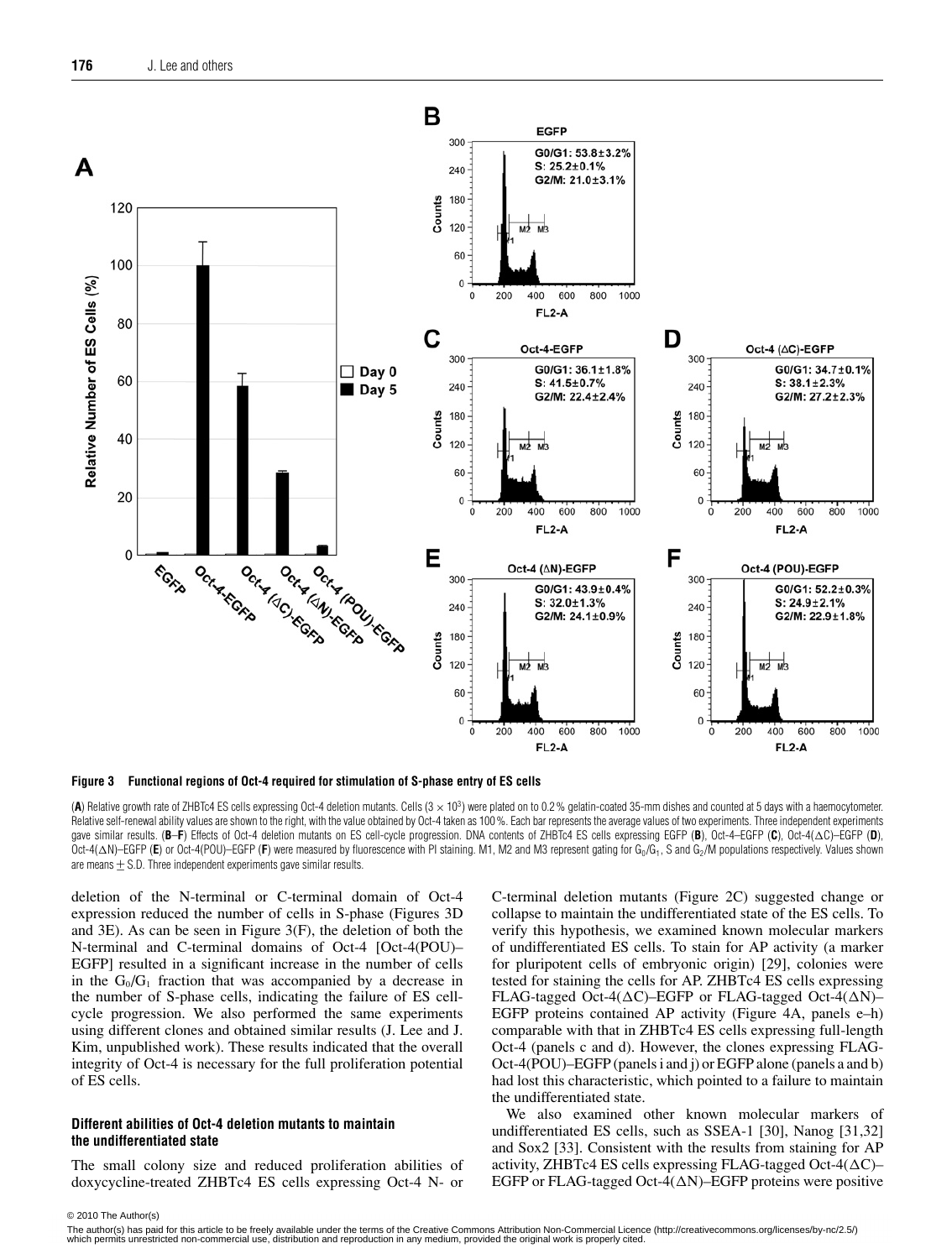A

Relative Number of ES Cells (%)

120
100
80
60
40
20
0

□ Day 0
■ Day 5

EGFP
Oct-4-EGFP
Oct-4 (ΔC)-EGFP
Oct-4 (ΔN)-EGFP
Oct-4 (POU)-EGFP

B

EGFP

G0/G1: 53.8±3.2%
S: 25.2±0.1%
G2/M: 21.0±3.1%

Counts
FL2-A
M1 M2 M3

C

Oct-4-EGFP

G0/G1: 36.1±1.8%
S: 41.5±0.7%
G2/M: 22.4±2.4%

D

Oct-4 (ΔC)-EGFP

G0/G1: 34.7±0.1%
S: 38.1±2.3%
G2/M: 27.2±2.3%

E

Oct-4 (ΔN)-EGFP

G0/G1: 43.9±0.4%
S: 32.0±1.3%
G2/M: 24.1±0.9%

F

Oct-4 (POU)-EGFP

G0/G1: 52.2±0.3%
S: 24.9±2.1%
G2/M: 22.9±1.8%

**Figure 3 Functional regions of Oct-4 required for stimulation of S-phase entry of ES cells**

(**A**) Relative growth rate of ZHBTc4 ES cells expressing Oct-4 deletion mutants. Cells ($3 \times 10^3$) were plated on to 0.2% gelatin-coated 35-mm dishes and counted at 5 days with a haemocytometer. Relative self-renewal ability values are shown to the right, with the value obtained by Oct-4 taken as 100%. Each bar represents the average values of two experiments. Three independent experiments gave similar results. (**B**–**F**) Effects of Oct-4 deletion mutants on ES cell-cycle progression. DNA contents of ZHBTc4 ES cells expressing EGFP (**B**), Oct-4–EGFP (**C**), Oct-4(ΔC)–EGFP (**D**), Oct-4(ΔN)–EGFP (**E**) or Oct-4(POU)–EGFP (**F**) were measured by fluorescence with PI staining. M1, M2 and M3 represent gating for $G_0/G_1$, S and $G_2$/M populations respectively. Values shown are means ± S.D. Three independent experiments gave similar results.

deletion of the N-terminal or C-terminal domain of Oct-4 expression reduced the number of cells in S-phase (Figures 3D and 3E). As can be seen in Figure 3(F), the deletion of both the N-terminal and C-terminal domains of Oct-4 [Oct-4(POU)–EGFP] resulted in a significant increase in the number of cells in the $G_0/G_1$ fraction that was accompanied by a decrease in the number of S-phase cells, indicating the failure of ES cell-cycle progression. We also performed the same experiments using different clones and obtained similar results (J. Lee and J. Kim, unpublished work). These results indicated that the overall integrity of Oct-4 is necessary for the full proliferation potential of ES cells.

### Different abilities of Oct-4 deletion mutants to maintain the undifferentiated state

The small colony size and reduced proliferation abilities of doxycycline-treated ZHBTc4 ES cells expressing Oct-4 N- or C-terminal deletion mutants (Figure 2C) suggested change or collapse to maintain the undifferentiated state of the ES cells. To verify this hypothesis, we examined known molecular markers of undifferentiated ES cells. To stain for AP activity (a marker for pluripotent cells of embryonic origin) [29], colonies were tested for staining the cells for AP. ZHBTc4 ES cells expressing FLAG-tagged Oct-4(ΔC)–EGFP or FLAG-tagged Oct-4(ΔN)–EGFP proteins contained AP activity (Figure 4A, panels e–h) comparable with that in ZHBTc4 ES cells expressing full-length Oct-4 (panels c and d). However, the clones expressing FLAG-Oct-4(POU)–EGFP (panels i and j) or EGFP alone (panels a and b) had lost this characteristic, which pointed to a failure to maintain the undifferentiated state.

We also examined other known molecular markers of undifferentiated ES cells, such as SSEA-1 [30], Nanog [31,32] and Sox2 [33]. Consistent with the results from staining for AP activity, ZHBTc4 ES cells expressing FLAG-tagged Oct-4(ΔC)–EGFP or FLAG-tagged Oct-4(ΔN)–EGFP proteins were positive

© 2010 The Author(s)

The author(s) has paid for this article to be freely available under the terms of the Creative Commons Attribution Non-Commercial Licence (http://creativecommons.org/licenses/by-nc/2.5/) which permits unrestricted non-commercial use, distribution and reproduction in any medium, provided the original work is properly cited.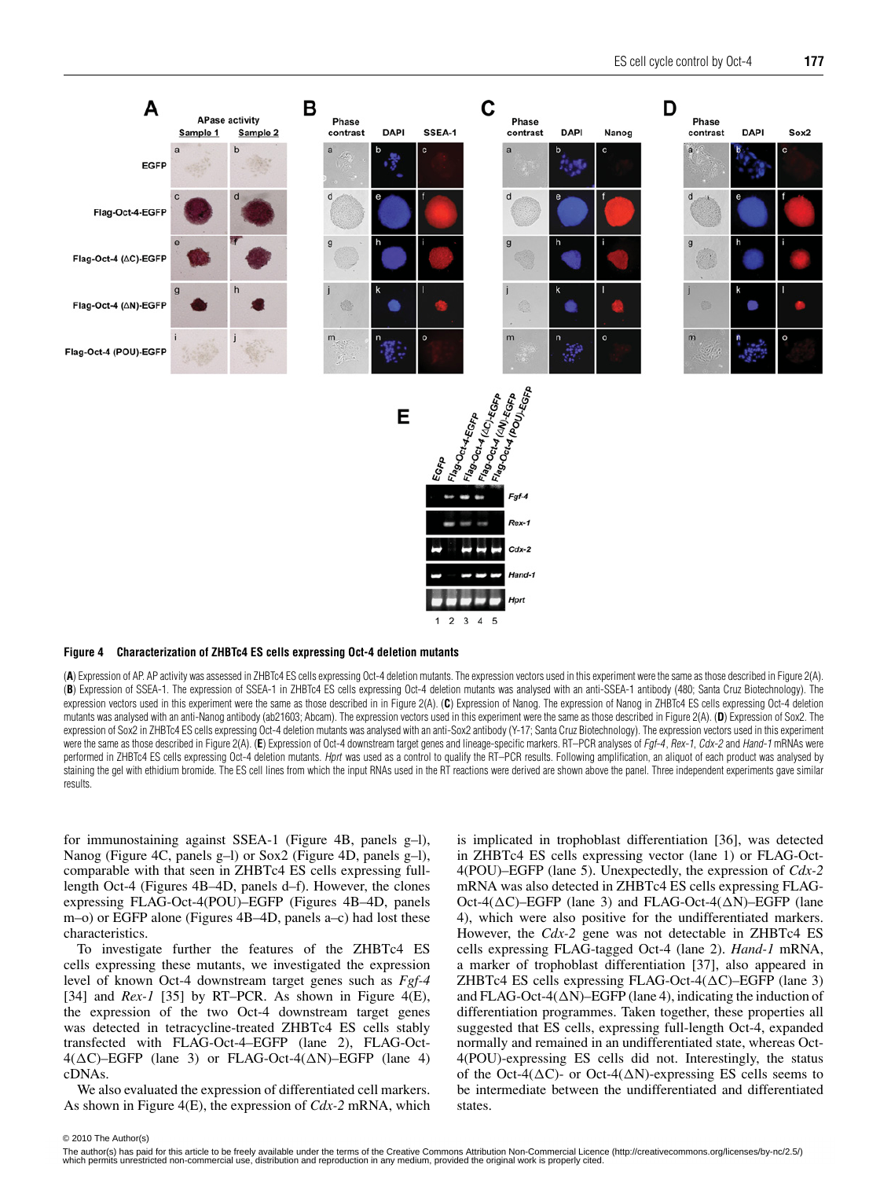A
APase activity
Sample 1
Sample 2
EGFP
Flag-Oct-4-EGFP
Flag-Oct-4 (ΔC)-EGFP
Flag-Oct-4 (ΔN)-EGFP
Flag-Oct-4 (POU)-EGFP

B
Phase contrast
DAPI
SSEA-1

C
Phase contrast
DAPI
Nanog

D
Phase contrast
DAPI
Sox2

E
EGFP
Flag-Oct-4-EGFP
Flag-Oct-4 (ΔC)-EGFP
Flag-Oct-4 (ΔN)-EGFP
Flag-Oct-4 (POU)-EGFP
*Fgf-4*
*Rex-1*
*Cdx-2*
*Hand-1*
*Hprt*
1 2 3 4 5

**Figure 4 Characterization of ZHBTc4 ES cells expressing Oct-4 deletion mutants**

(**A**) Expression of AP. AP activity was assessed in ZHBTc4 ES cells expressing Oct-4 deletion mutants. The expression vectors used in this experiment were the same as those described in Figure 2(A). (**B**) Expression of SSEA-1. The expression of SSEA-1 in ZHBTc4 ES cells expressing Oct-4 deletion mutants was analysed with an anti-SSEA-1 antibody (480; Santa Cruz Biotechnology). The expression vectors used in this experiment were the same as those described in Figure 2(A). (**C**) Expression of Nanog. The expression of Nanog in ZHBTc4 ES cells expressing Oct-4 deletion mutants was analysed with an anti-Nanog antibody (ab21603; Abcam). The expression vectors used in this experiment were the same as those described in Figure 2(A). (**D**) Expression of Sox2. The expression of Sox2 in ZHBTc4 ES cells expressing Oct-4 deletion mutants was analysed with an anti-Sox2 antibody (Y-17; Santa Cruz Biotechnology). The expression vectors used in this experiment were the same as those described in Figure 2(A). (**E**) Expression of Oct-4 downstream target genes and lineage-specific markers. RT–PCR analyses of *Fgf-4*, *Rex-1*, *Cdx-2* and *Hand-1* mRNAs were performed in ZHBTc4 ES cells expressing Oct-4 deletion mutants. *Hprt* was used as a control to qualify the RT–PCR results. Following amplification, an aliquot of each product was analysed by staining the gel with ethidium bromide. The ES cell lines from which the input RNAs used in the RT reactions were derived are shown above the panel. Three independent experiments gave similar results.

for immunostaining against SSEA-1 (Figure 4B, panels g–l), Nanog (Figure 4C, panels g–l) or Sox2 (Figure 4D, panels g–l), comparable with that seen in ZHBTc4 ES cells expressing full-length Oct-4 (Figures 4B–4D, panels d–f). However, the clones expressing FLAG-Oct-4(POU)–EGFP (Figures 4B–4D, panels m–o) or EGFP alone (Figures 4B–4D, panels a–c) had lost these characteristics.

To investigate further the features of the ZHBTc4 ES cells expressing these mutants, we investigated the expression level of known Oct-4 downstream target genes such as *Fgf-4* [34] and *Rex-1* [35] by RT–PCR. As shown in Figure 4(E), the expression of the two Oct-4 downstream target genes was detected in tetracycline-treated ZHBTc4 ES cells stably transfected with FLAG-Oct-4–EGFP (lane 2), FLAG-Oct-4(ΔC)–EGFP (lane 3) or FLAG-Oct-4(ΔN)–EGFP (lane 4) cDNAs.

We also evaluated the expression of differentiated cell markers. As shown in Figure 4(E), the expression of *Cdx-2* mRNA, which is implicated in trophoblast differentiation [36], was detected in ZHBTc4 ES cells expressing vector (lane 1) or FLAG-Oct-4(POU)–EGFP (lane 5). Unexpectedly, the expression of *Cdx-2* mRNA was also detected in ZHBTc4 ES cells expressing FLAG-Oct-4(ΔC)–EGFP (lane 3) and FLAG-Oct-4(ΔN)–EGFP (lane 4), which were also positive for the undifferentiated markers. However, the *Cdx-2* gene was not detectable in ZHBTc4 ES cells expressing FLAG-tagged Oct-4 (lane 2). *Hand-1* mRNA, a marker of trophoblast differentiation [37], also appeared in ZHBTc4 ES cells expressing FLAG-Oct-4(ΔC)–EGFP (lane 3) and FLAG-Oct-4(ΔN)–EGFP (lane 4), indicating the induction of differentiation programmes. Taken together, these properties all suggested that ES cells, expressing full-length Oct-4, expanded normally and remained in an undifferentiated state, whereas Oct-4(POU)-expressing ES cells did not. Interestingly, the status of the Oct-4(ΔC)- or Oct-4(ΔN)-expressing ES cells seems to be intermediate between the undifferentiated and differentiated states.

© 2010 The Author(s)
The author(s) has paid for this article to be freely available under the terms of the Creative Commons Attribution Non-Commercial Licence (http://creativecommons.org/licenses/by-nc/2.5/) which permits unrestricted non-commercial use, distribution and reproduction in any medium, provided the original work is properly cited.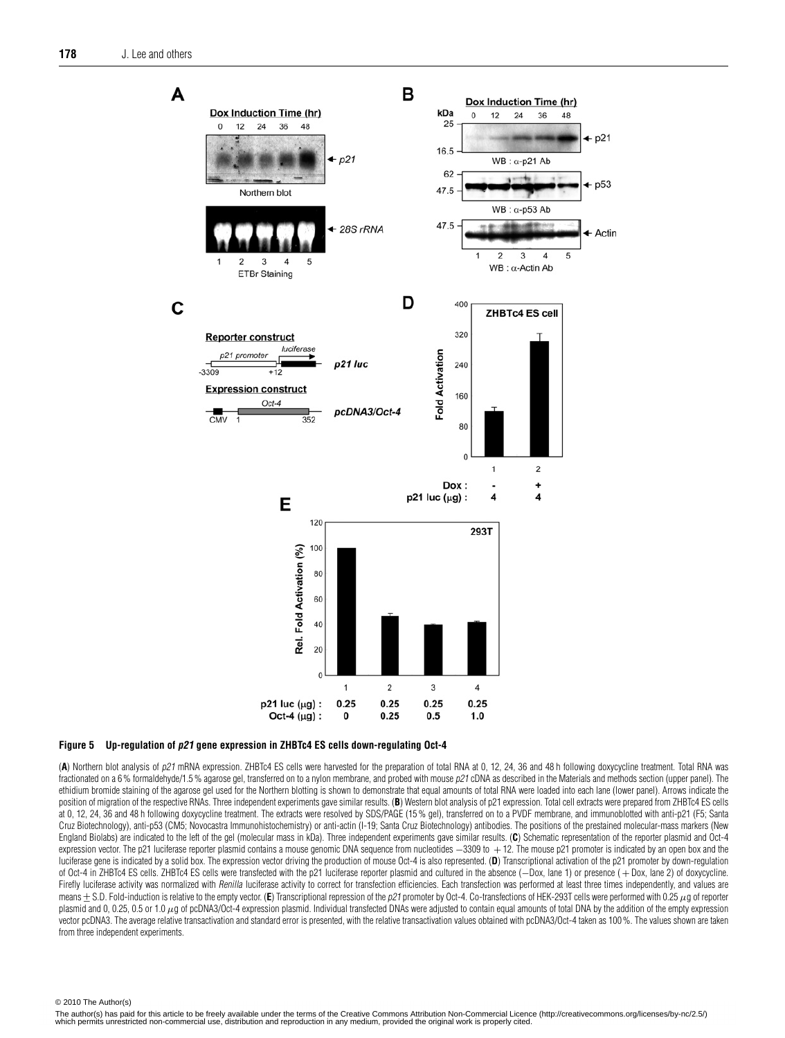A

Dox Induction Time (hr)

0 12 24 36 48

p21

Northern blot

28S rRNA

1 2 3 4 5

ETBr Staining

B

Dox Induction Time (hr)

kDa 0 12 24 36 48

25

16.5

p21

WB : α-p21 Ab

62

47.5

p53

WB : α-p53 Ab

47.5

Actin

1 2 3 4 5

WB : α-Actin Ab

C

Reporter construct

p21 promoter luciferase

-3309 +12

p21 luc

Expression construct

Oct-4

CMV 1 352

pcDNA3/Oct-4

D

ZHBTc4 ES cell

Fold Activation

400 320 240 160 80 0

1 2

Dox : - +

p21 luc (μg) : 4 4

E

293T

Rel. Fold Activation (%)

120 100 80 60 40 20 0

1 2 3 4

p21 luc (μg) : 0.25 0.25 0.25 0.25

Oct-4 (μg) : 0 0.25 0.5 1.0

**Figure 5 Up-regulation of *p21* gene expression in ZHBTc4 ES cells down-regulating Oct-4**

(**A**) Northern blot analysis of *p21* mRNA expression. ZHBTc4 ES cells were harvested for the preparation of total RNA at 0, 12, 24, 36 and 48 h following doxycycline treatment. Total RNA was fractionated on a 6 % formaldehyde/1.5 % agarose gel, transferred on to a nylon membrane, and probed with mouse *p21* cDNA as described in the Materials and methods section (upper panel). The ethidium bromide staining of the agarose gel used for the Northern blotting is shown to demonstrate that equal amounts of total RNA were loaded into each lane (lower panel). Arrows indicate the position of migration of the respective RNAs. Three independent experiments gave similar results. (**B**) Western blot analysis of p21 expression. Total cell extracts were prepared from ZHBTc4 ES cells at 0, 12, 24, 36 and 48 h following doxycycline treatment. The extracts were resolved by SDS/PAGE (15 % gel), transferred on to a PVDF membrane, and immunoblotted with anti-p21 (F5; Santa Cruz Biotechnology), anti-p53 (CM5; Novocastra Immunohistochemistry) or anti-actin (I-19; Santa Cruz Biotechnology) antibodies. The positions of the prestained molecular-mass markers (New England Biolabs) are indicated to the left of the gel (molecular mass in kDa). Three independent experiments gave similar results. (**C**) Schematic representation of the reporter plasmid and Oct-4 expression vector. The p21 luciferase reporter plasmid contains a mouse genomic DNA sequence from nucleotides −3309 to +12. The mouse p21 promoter is indicated by an open box and the luciferase gene is indicated by a solid box. The expression vector driving the production of mouse Oct-4 is also represented. (**D**) Transcriptional activation of the p21 promoter by down-regulation of Oct-4 in ZHBTc4 ES cells. ZHBTc4 ES cells were transfected with the p21 luciferase reporter plasmid and cultured in the absence (−Dox, lane 1) or presence (+Dox, lane 2) of doxycycline. Firefly luciferase activity was normalized with *Renilla* luciferase activity to correct for transfection efficiencies. Each transfection was performed at least three times independently, and values are means ± S.D. Fold-induction is relative to the empty vector. (**E**) Transcriptional repression of the *p21* promoter by Oct-4. Co-transfections of HEK-293T cells were performed with 0.25 μg of reporter plasmid and 0, 0.25, 0.5 or 1.0 μg of pcDNA3/Oct-4 expression plasmid. Individual transfected DNAs were adjusted to contain equal amounts of total DNA by the addition of the empty expression vector pcDNA3. The average relative transactivation and standard error is presented, with the relative transactivation values obtained with pcDNA3/Oct-4 taken as 100 %. The values shown are taken from three independent experiments.

© 2010 The Author(s)

The author(s) has paid for this article to be freely available under the terms of the Creative Commons Attribution Non-Commercial Licence (http://creativecommons.org/licenses/by-nc/2.5/) which permits unrestricted non-commercial use, distribution and reproduction in any medium, provided the original work is properly cited.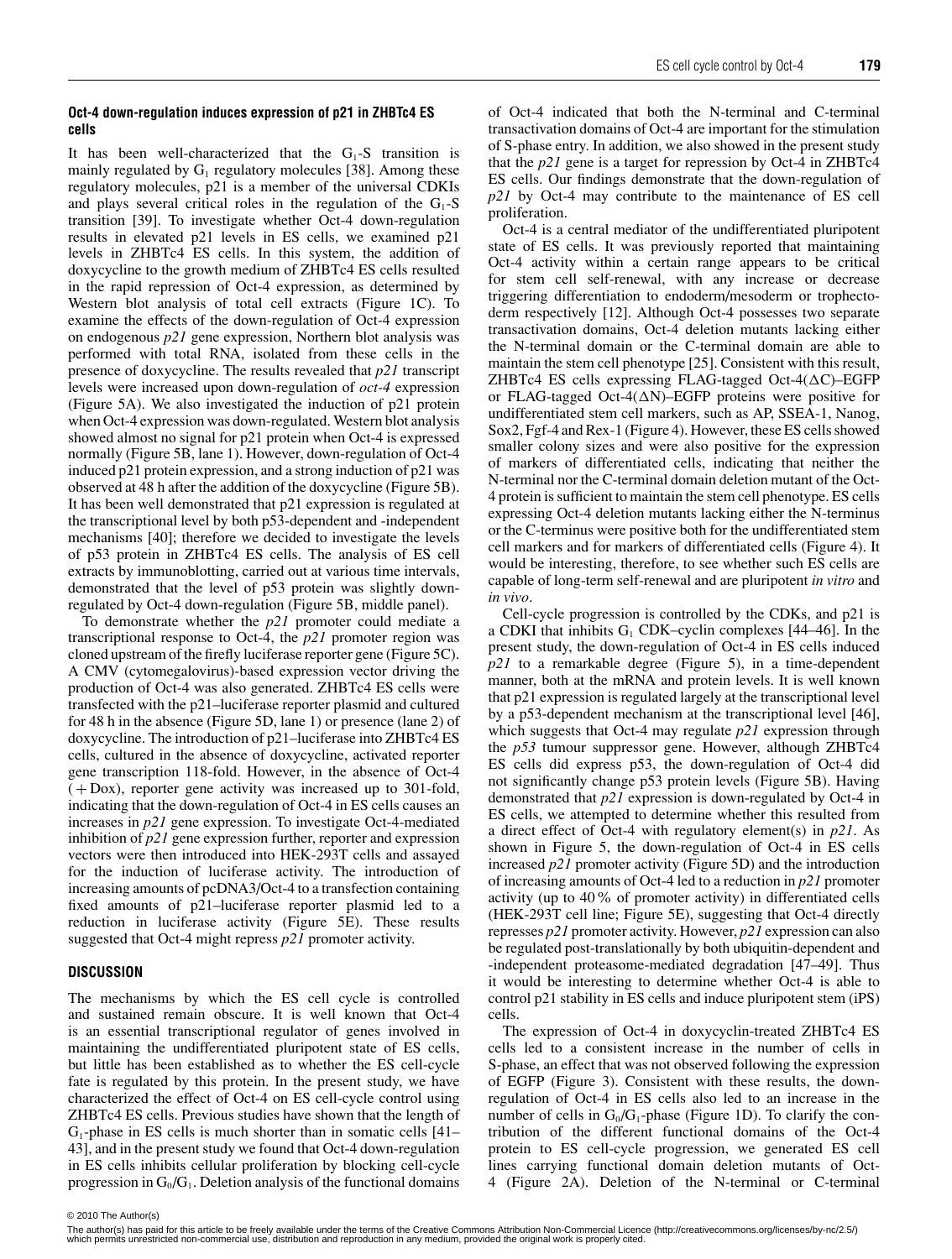### Oct-4 down-regulation induces expression of p21 in ZHBTc4 ES cells

It has been well-characterized that the $G_1$-S transition is mainly regulated by $G_1$ regulatory molecules [38]. Among these regulatory molecules, p21 is a member of the universal CDKIs and plays several critical roles in the regulation of the $G_1$-S transition [39]. To investigate whether Oct-4 down-regulation results in elevated p21 levels in ES cells, we examined p21 levels in ZHBTc4 ES cells. In this system, the addition of doxycycline to the growth medium of ZHBTc4 ES cells resulted in the rapid repression of Oct-4 expression, as determined by Western blot analysis of total cell extracts (Figure 1C). To examine the effects of the down-regulation of Oct-4 expression on endogenous *p21* gene expression, Northern blot analysis was performed with total RNA, isolated from these cells in the presence of doxycycline. The results revealed that *p21* transcript levels were increased upon down-regulation of *oct-4* expression (Figure 5A). We also investigated the induction of p21 protein when Oct-4 expression was down-regulated. Western blot analysis showed almost no signal for p21 protein when Oct-4 is expressed normally (Figure 5B, lane 1). However, down-regulation of Oct-4 induced p21 protein expression, and a strong induction of p21 was observed at 48 h after the addition of the doxycycline (Figure 5B). It has been well demonstrated that p21 expression is regulated at the transcriptional level by both p53-dependent and -independent mechanisms [40]; therefore we decided to investigate the levels of p53 protein in ZHBTc4 ES cells. The analysis of ES cell extracts by immunoblotting, carried out at various time intervals, demonstrated that the level of p53 protein was slightly down-regulated by Oct-4 down-regulation (Figure 5B, middle panel).

To demonstrate whether the *p21* promoter could mediate a transcriptional response to Oct-4, the *p21* promoter region was cloned upstream of the firefly luciferase reporter gene (Figure 5C). A CMV (cytomegalovirus)-based expression vector driving the production of Oct-4 was also generated. ZHBTc4 ES cells were transfected with the p21–luciferase reporter plasmid and cultured for 48 h in the absence (Figure 5D, lane 1) or presence (lane 2) of doxycycline. The introduction of p21–luciferase into ZHBTc4 ES cells, cultured in the absence of doxycycline, activated reporter gene transcription 118-fold. However, in the absence of Oct-4 (+Dox), reporter gene activity was increased up to 301-fold, indicating that the down-regulation of Oct-4 in ES cells causes an increases in *p21* gene expression. To investigate Oct-4-mediated inhibition of *p21* gene expression further, reporter and expression vectors were then introduced into HEK-293T cells and assayed for the induction of luciferase activity. The introduction of increasing amounts of pcDNA3/Oct-4 to a transfection containing fixed amounts of p21–luciferase reporter plasmid led to a reduction in luciferase activity (Figure 5E). These results suggested that Oct-4 might repress *p21* promoter activity.

## DISCUSSION

The mechanisms by which the ES cell cycle is controlled and sustained remain obscure. It is well known that Oct-4 is an essential transcriptional regulator of genes involved in maintaining the undifferentiated pluripotent state of ES cells, but little has been established as to whether the ES cell-cycle fate is regulated by this protein. In the present study, we have characterized the effect of Oct-4 on ES cell-cycle control using ZHBTc4 ES cells. Previous studies have shown that the length of $G_1$-phase in ES cells is much shorter than in somatic cells [41–43], and in the present study we found that Oct-4 down-regulation in ES cells inhibits cellular proliferation by blocking cell-cycle progression in $G_0/G_1$. Deletion analysis of the functional domains of Oct-4 indicated that both the N-terminal and C-terminal transactivation domains of Oct-4 are important for the stimulation of S-phase entry. In addition, we also showed in the present study that the *p21* gene is a target for repression by Oct-4 in ZHBTc4 ES cells. Our findings demonstrate that the down-regulation of *p21* by Oct-4 may contribute to the maintenance of ES cell proliferation.

Oct-4 is a central mediator of the undifferentiated pluripotent state of ES cells. It was previously reported that maintaining Oct-4 activity within a certain range appears to be critical for stem cell self-renewal, with any increase or decrease triggering differentiation to endoderm/mesoderm or trophectoderm respectively [12]. Although Oct-4 possesses two separate transactivation domains, Oct-4 deletion mutants lacking either the N-terminal domain or the C-terminal domain are able to maintain the stem cell phenotype [25]. Consistent with this result, ZHBTc4 ES cells expressing FLAG-tagged Oct-4(ΔC)–EGFP or FLAG-tagged Oct-4(ΔN)–EGFP proteins were positive for undifferentiated stem cell markers, such as AP, SSEA-1, Nanog, Sox2, Fgf-4 and Rex-1 (Figure 4). However, these ES cells showed smaller colony sizes and were also positive for the expression of markers of differentiated cells, indicating that neither the N-terminal nor the C-terminal domain deletion mutant of the Oct-4 protein is sufficient to maintain the stem cell phenotype. ES cells expressing Oct-4 deletion mutants lacking either the N-terminus or the C-terminus were positive both for the undifferentiated stem cell markers and for markers of differentiated cells (Figure 4). It would be interesting, therefore, to see whether such ES cells are capable of long-term self-renewal and are pluripotent *in vitro* and *in vivo*.

Cell-cycle progression is controlled by the CDKs, and p21 is a CDKI that inhibits $G_1$ CDK–cyclin complexes [44–46]. In the present study, the down-regulation of Oct-4 in ES cells induced *p21* to a remarkable degree (Figure 5), in a time-dependent manner, both at the mRNA and protein levels. It is well known that p21 expression is regulated largely at the transcriptional level by a p53-dependent mechanism at the transcriptional level [46], which suggests that Oct-4 may regulate *p21* expression through the *p53* tumour suppressor gene. However, although ZHBTc4 ES cells did express p53, the down-regulation of Oct-4 did not significantly change p53 protein levels (Figure 5B). Having demonstrated that *p21* expression is down-regulated by Oct-4 in ES cells, we attempted to determine whether this resulted from a direct effect of Oct-4 with regulatory element(s) in *p21*. As shown in Figure 5, the down-regulation of Oct-4 in ES cells increased *p21* promoter activity (Figure 5D) and the introduction of increasing amounts of Oct-4 led to a reduction in *p21* promoter activity (up to 40 % of promoter activity) in differentiated cells (HEK-293T cell line; Figure 5E), suggesting that Oct-4 directly represses *p21* promoter activity. However, *p21* expression can also be regulated post-translationally by both ubiquitin-dependent and -independent proteasome-mediated degradation [47–49]. Thus it would be interesting to determine whether Oct-4 is able to control p21 stability in ES cells and induce pluripotent stem (iPS) cells.

The expression of Oct-4 in doxycyclin-treated ZHBTc4 ES cells led to a consistent increase in the number of cells in S-phase, an effect that was not observed following the expression of EGFP (Figure 3). Consistent with these results, the down-regulation of Oct-4 in ES cells also led to an increase in the number of cells in $G_0/G_1$-phase (Figure 1D). To clarify the contribution of the different functional domains of the Oct-4 protein to ES cell-cycle progression, we generated ES cell lines carrying functional domain deletion mutants of Oct-4 (Figure 2A). Deletion of the N-terminal or C-terminal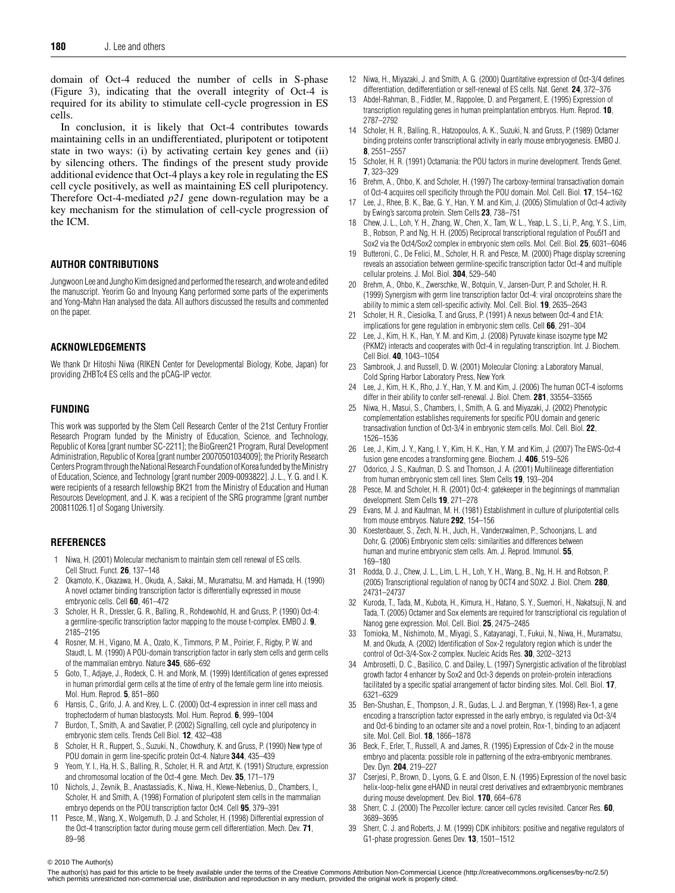domain of Oct-4 reduced the number of cells in S-phase (Figure 3), indicating that the overall integrity of Oct-4 is required for its ability to stimulate cell-cycle progression in ES cells.

In conclusion, it is likely that Oct-4 contributes towards maintaining cells in an undifferentiated, pluripotent or totipotent state in two ways: (i) by activating certain key genes and (ii) by silencing others. The findings of the present study provide additional evidence that Oct-4 plays a key role in regulating the ES cell cycle positively, as well as maintaining ES cell pluripotency. Therefore Oct-4-mediated *p21* gene down-regulation may be a key mechanism for the stimulation of cell-cycle progression of the ICM.

## AUTHOR CONTRIBUTIONS

Jungwoon Lee and Jungho Kim designed and performed the research, and wrote and edited the manuscript. Yeorim Go and Inyoung Kang performed some parts of the experiments and Yong-Mahn Han analysed the data. All authors discussed the results and commented on the paper.

## ACKNOWLEDGEMENTS

We thank Dr Hitoshi Niwa (RIKEN Center for Developmental Biology, Kobe, Japan) for providing ZHBTc4 ES cells and the pCAG-IP vector.

## FUNDING

This work was supported by the Stem Cell Research Center of the 21st Century Frontier Research Program funded by the Ministry of Education, Science, and Technology, Republic of Korea [grant number SC-2211]; the BioGreen21 Program, Rural Development Administration, Republic of Korea [grant number 20070501034009]; the Priority Research Centers Program through the National Research Foundation of Korea funded by the Ministry of Education, Science, and Technology [grant number 2009-0093822]. J. L., Y. G. and I. K. were recipients of a research fellowship BK21 from the Ministry of Education and Human Resources Development, and J. K. was a recipient of the SRG programme [grant number 200811026.1] of Sogang University.

## REFERENCES

1 Niwa, H. (2001) Molecular mechanism to maintain stem cell renewal of ES cells. Cell Struct. Funct. **26**, 137–148

2 Okamoto, K., Okazawa, H., Okuda, A., Sakai, M., Muramatsu, M. and Hamada, H. (1990) A novel octamer binding transcription factor is differentially expressed in mouse embryonic cells. Cell **60**, 461–472

3 Scholer, H. R., Dressler, G. R., Balling, R., Rohdewohld, H. and Gruss, P. (1990) Oct-4: a germline-specific transcription factor mapping to the mouse t-complex. EMBO J. **9**, 2185–2195

4 Rosner, M. H., Vigano, M. A., Ozato, K., Timmons, P. M., Poirier, F., Rigby, P. W. and Staudt, L. M. (1990) A POU-domain transcription factor in early stem cells and germ cells of the mammalian embryo. Nature **345**, 686–692

5 Goto, T., Adjaye, J., Rodeck, C. H. and Monk, M. (1999) Identification of genes expressed in human primordial germ cells at the time of entry of the female germ line into meiosis. Mol. Hum. Reprod. **5**, 851–860

6 Hansis, C., Grifo, J. A. and Krey, L. C. (2000) Oct-4 expression in inner cell mass and trophectoderm of human blastocysts. Mol. Hum. Reprod. **6**, 999–1004

7 Burdon, T., Smith, A. and Savatier, P. (2002) Signalling, cell cycle and pluripotency in embryonic stem cells. Trends Cell Biol. **12**, 432–438

8 Scholer, H. R., Ruppert, S., Suzuki, N., Chowdhury, K. and Gruss, P. (1990) New type of POU domain in germ line-specific protein Oct-4. Nature **344**, 435–439

9 Yeom, Y. I., Ha, H. S., Balling, R., Scholer, H. R. and Artzt, K. (1991) Structure, expression and chromosomal location of the Oct-4 gene. Mech. Dev. **35**, 171–179

10 Nichols, J., Zevnik, B., Anastassiadis, K., Niwa, H., Klewe-Nebenius, D., Chambers, I., Scholer, H. and Smith, A. (1998) Formation of pluripotent stem cells in the mammalian embryo depends on the POU transcription factor Oct4. Cell **95**, 379–391

11 Pesce, M., Wang, X., Wolgemuth, D. J. and Scholer, H. (1998) Differential expression of the Oct-4 transcription factor during mouse germ cell differentiation. Mech. Dev. **71**, 89–98

12 Niwa, H., Miyazaki, J. and Smith, A. G. (2000) Quantitative expression of Oct-3/4 defines differentiation, dedifferentiation or self-renewal of ES cells. Nat. Genet. **24**, 372–376

13 Abdel-Rahman, B., Fiddler, M., Rappolee, D. and Pergament, E. (1995) Expression of transcription regulating genes in human preimplantation embryos. Hum. Reprod. **10**, 2787–2792

14 Scholer, H. R., Balling, R., Hatzopoulos, A. K., Suzuki, N. and Gruss, P. (1989) Octamer binding proteins confer transcriptional activity in early mouse embryogenesis. EMBO J. **8**, 2551–2557

15 Scholer, H. R. (1991) Octamania: the POU factors in murine development. Trends Genet. **7**, 323–329

16 Brehm, A., Ohbo, K. and Scholer, H. (1997) The carboxy-terminal transactivation domain of Oct-4 acquires cell specificity through the POU domain. Mol. Cell. Biol. **17**, 154–162

17 Lee, J., Rhee, B. K., Bae, G. Y., Han, Y. M. and Kim, J. (2005) Stimulation of Oct-4 activity by Ewing's sarcoma protein. Stem Cells **23**, 738–751

18 Chew, J. L., Loh, Y. H., Zhang, W., Chen, X., Tam, W. L., Yeap, L. S., Li, P., Ang, Y. S., Lim, B., Robson, P. and Ng, H. H. (2005) Reciprocal transcriptional regulation of Pou5f1 and Sox2 via the Oct4/Sox2 complex in embryonic stem cells. Mol. Cell. Biol. **25**, 6031–6046

19 Butteroni, C., De Felici, M., Scholer, H. R. and Pesce, M. (2000) Phage display screening reveals an association between germline-specific transcription factor Oct-4 and multiple cellular proteins. J. Mol. Biol. **304**, 529–540

20 Brehm, A., Ohbo, K., Zwerschke, W., Botquin, V., Jansen-Durr, P. and Scholer, H. R. (1999) Synergism with germ line transcription factor Oct-4: viral oncoproteins share the ability to mimic a stem cell-specific activity. Mol. Cell. Biol. **19**, 2635–2643

21 Scholer, H. R., Ciesiolka, T. and Gruss, P. (1991) A nexus between Oct-4 and E1A: implications for gene regulation in embryonic stem cells. Cell **66**, 291–304

22 Lee, J., Kim, H. K., Han, Y. M. and Kim, J. (2008) Pyruvate kinase isozyme type M2 (PKM2) interacts and cooperates with Oct-4 in regulating transcription. Int. J. Biochem. Cell Biol. **40**, 1043–1054

23 Sambrook, J. and Russell, D. W. (2001) Molecular Cloning: a Laboratory Manual, Cold Spring Harbor Laboratory Press, New York

24 Lee, J., Kim, H. K., Rho, J. Y., Han, Y. M. and Kim, J. (2006) The human OCT-4 isoforms differ in their ability to confer self-renewal. J. Biol. Chem. **281**, 33554–33565

25 Niwa, H., Masui, S., Chambers, I., Smith, A. G. and Miyazaki, J. (2002) Phenotypic complementation establishes requirements for specific POU domain and generic transactivation function of Oct-3/4 in embryonic stem cells. Mol. Cell. Biol. **22**, 1526–1536

26 Lee, J., Kim, J. Y., Kang, I. Y., Kim, H. K., Han, Y. M. and Kim, J. (2007) The EWS-Oct-4 fusion gene encodes a transforming gene. Biochem. J. **406**, 519–526

27 Odorico, J. S., Kaufman, D. S. and Thomson, J. A. (2001) Multilineage differentiation from human embryonic stem cell lines. Stem Cells **19**, 193–204

28 Pesce, M. and Scholer, H. R. (2001) Oct-4: gatekeeper in the beginnings of mammalian development. Stem Cells **19**, 271–278

29 Evans, M. J. and Kaufman, M. H. (1981) Establishment in culture of pluripotential cells from mouse embryos. Nature **292**, 154–156

30 Koestenbauer, S., Zech, N. H., Juch, H., Vanderzwalmen, P., Schoonjans, L. and Dohr, G. (2006) Embryonic stem cells: similarities and differences between human and murine embryonic stem cells. Am. J. Reprod. Immunol. **55**, 169–180

31 Rodda, D. J., Chew, J. L., Lim, L. H., Loh, Y. H., Wang, B., Ng, H. H. and Robson, P. (2005) Transcriptional regulation of nanog by OCT4 and SOX2. J. Biol. Chem. **280**, 24731–24737

32 Kuroda, T., Tada, M., Kubota, H., Kimura, H., Hatano, S. Y., Suemori, H., Nakatsuji, N. and Tada, T. (2005) Octamer and Sox elements are required for transcriptional cis regulation of Nanog gene expression. Mol. Cell. Biol. **25**, 2475–2485

33 Tomioka, M., Nishimoto, M., Miyagi, S., Katayanagi, T., Fukui, N., Niwa, H., Muramatsu, M. and Okuda, A. (2002) Identification of Sox-2 regulatory region which is under the control of Oct-3/4-Sox-2 complex. Nucleic Acids Res. **30**, 3202–3213

34 Ambrosetti, D. C., Basilico, C. and Dailey, L. (1997) Synergistic activation of the fibroblast growth factor 4 enhancer by Sox2 and Oct-3 depends on protein-protein interactions facilitated by a specific spatial arrangement of factor binding sites. Mol. Cell. Biol. **17**, 6321–6329

35 Ben-Shushan, E., Thompson, J. R., Gudas, L. J. and Bergman, Y. (1998) Rex-1, a gene encoding a transcription factor expressed in the early embryo, is regulated via Oct-3/4 and Oct-6 binding to an octamer site and a novel protein, Rox-1, binding to an adjacent site. Mol. Cell. Biol. **18**, 1866–1878

36 Beck, F., Erler, T., Russell, A. and James, R. (1995) Expression of Cdx-2 in the mouse embryo and placenta: possible role in patterning of the extra-embryonic membranes. Dev. Dyn. **204**, 219–227

37 Cserjesi, P., Brown, D., Lyons, G. E. and Olson, E. N. (1995) Expression of the novel basic helix-loop-helix gene eHAND in neural crest derivatives and extraembryonic membranes during mouse development. Dev. Biol. **170**, 664–678

38 Sherr, C. J. (2000) The Pezcoller lecture: cancer cell cycles revisited. Cancer Res. **60**, 3689–3695

39 Sherr, C. J. and Roberts, J. M. (1999) CDK inhibitors: positive and negative regulators of G1-phase progression. Genes Dev. **13**, 1501–1512

© 2010 The Author(s)

The author(s) has paid for this article to be freely available under the terms of the Creative Commons Attribution Non-Commercial Licence (http://creativecommons.org/licenses/by-nc/2.5/) which permits unrestricted non-commercial use, distribution and reproduction in any medium, provided the original work is properly cited.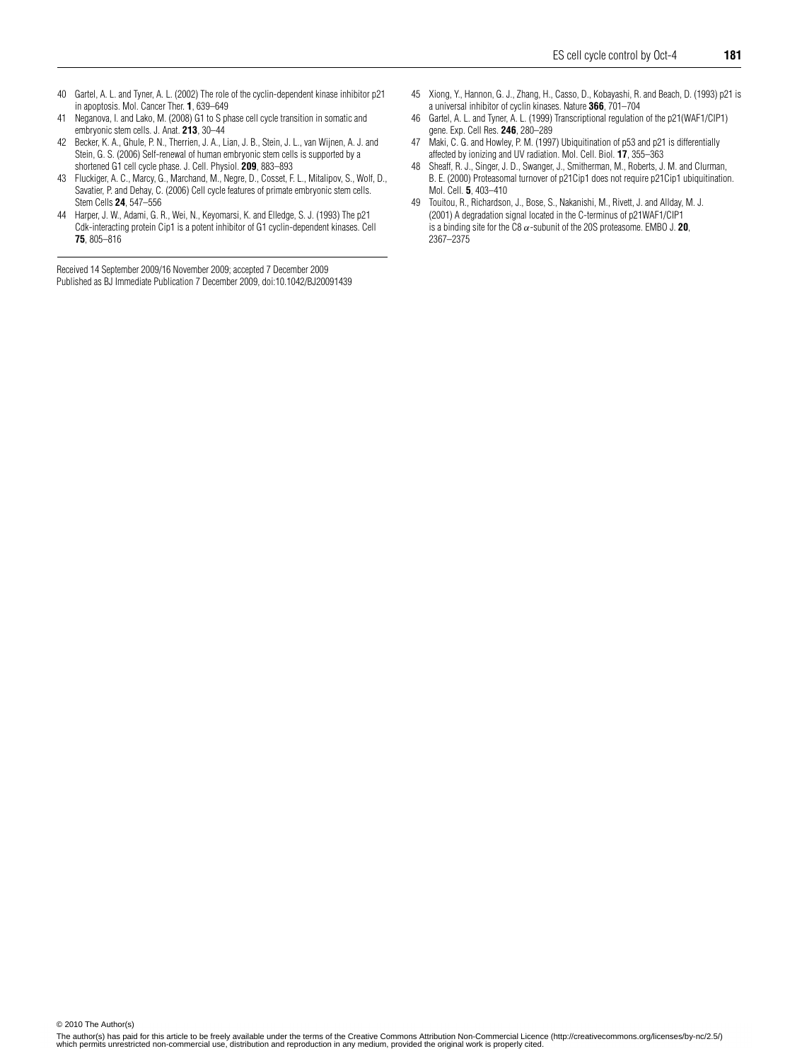40 Gartel, A. L. and Tyner, A. L. (2002) The role of the cyclin-dependent kinase inhibitor p21 in apoptosis. Mol. Cancer Ther. **1**, 639–649

41 Neganova, I. and Lako, M. (2008) G1 to S phase cell cycle transition in somatic and embryonic stem cells. J. Anat. **213**, 30–44

42 Becker, K. A., Ghule, P. N., Therrien, J. A., Lian, J. B., Stein, J. L., van Wijnen, A. J. and Stein, G. S. (2006) Self-renewal of human embryonic stem cells is supported by a shortened G1 cell cycle phase. J. Cell. Physiol. **209**, 883–893

43 Fluckiger, A. C., Marcy, G., Marchand, M., Negre, D., Cosset, F. L., Mitalipov, S., Wolf, D., Savatier, P. and Dehay, C. (2006) Cell cycle features of primate embryonic stem cells. Stem Cells **24**, 547–556

44 Harper, J. W., Adami, G. R., Wei, N., Keyomarsi, K. and Elledge, S. J. (1993) The p21 Cdk-interacting protein Cip1 is a potent inhibitor of G1 cyclin-dependent kinases. Cell **75**, 805–816

45 Xiong, Y., Hannon, G. J., Zhang, H., Casso, D., Kobayashi, R. and Beach, D. (1993) p21 is a universal inhibitor of cyclin kinases. Nature **366**, 701–704

46 Gartel, A. L. and Tyner, A. L. (1999) Transcriptional regulation of the p21(WAF1/CIP1) gene. Exp. Cell Res. **246**, 280–289

47 Maki, C. G. and Howley, P. M. (1997) Ubiquitination of p53 and p21 is differentially affected by ionizing and UV radiation. Mol. Cell. Biol. **17**, 355–363

48 Sheaff, R. J., Singer, J. D., Swanger, J., Smitherman, M., Roberts, J. M. and Clurman, B. E. (2000) Proteasomal turnover of p21Cip1 does not require p21Cip1 ubiquitination. Mol. Cell. **5**, 403–410

49 Touitou, R., Richardson, J., Bose, S., Nakanishi, M., Rivett, J. and Allday, M. J. (2001) A degradation signal located in the C-terminus of p21WAF1/CIP1 is a binding site for the C8 $\alpha$-subunit of the 20S proteasome. EMBO J. **20**, 2367–2375

Received 14 September 2009/16 November 2009; accepted 7 December 2009
Published as BJ Immediate Publication 7 December 2009, doi:10.1042/BJ20091439

© 2010 The Author(s)

The author(s) has paid for this article to be freely available under the terms of the Creative Commons Attribution Non-Commercial Licence (http://creativecommons.org/licenses/by-nc/2.5/) which permits unrestricted non-commercial use, distribution and reproduction in any medium, provided the original work is properly cited.